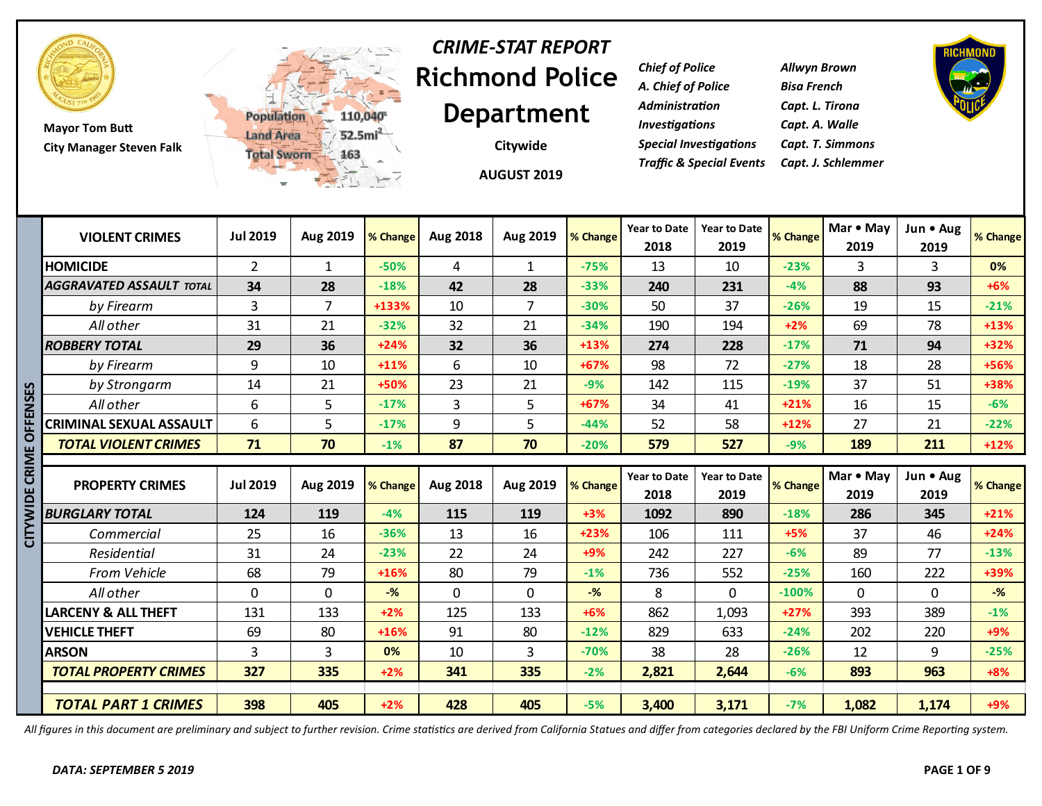# CRIME-STAT REPORT

# Richmond Police Department

Citywide

AUGUST 2019

Mayor Tom Butt
City Manager Steven Falk

Population 110,040
Land Area $52.5mi^2$
Total Sworn 163

| | |
|---|---|
| *Chief of Police* | *Allwyn Brown* |
| *A. Chief of Police* | *Bisa French* |
| *Administration* | *Capt. L. Tirona* |
| *Investigations* | *Capt. A. Walle* |
| *Special Investigations* | *Capt. T. Simmons* |
| *Traffic & Special Events* | *Capt. J. Schlemmer* |

**CITYWIDE CRIME OFFENSES**

| VIOLENT CRIMES | Jul 2019 | Aug 2019 | % Change | Aug 2018 | Aug 2019 | % Change | Year to Date 2018 | Year to Date 2019 | % Change | Mar • May 2019 | Jun • Aug 2019 | % Change |
|---|---|---|---|---|---|---|---|---|---|---|---|---|
| HOMICIDE | 2 | 1 | -50% | 4 | 1 | -75% | 13 | 10 | -23% | 3 | 3 | 0% |
| ***AGGRAVATED ASSAULT TOTAL*** | **34** | **28** | -18% | **42** | **28** | -33% | **240** | **231** | -4% | **88** | **93** | +6% |
| *by Firearm* | 3 | 7 | +133% | 10 | 7 | -30% | 50 | 37 | -26% | 19 | 15 | -21% |
| *All other* | 31 | 21 | -32% | 32 | 21 | -34% | 190 | 194 | +2% | 69 | 78 | +13% |
| ***ROBBERY TOTAL*** | **29** | **36** | +24% | **32** | **36** | +13% | **274** | **228** | -17% | **71** | **94** | +32% |
| *by Firearm* | 9 | 10 | +11% | 6 | 10 | +67% | 98 | 72 | -27% | 18 | 28 | +56% |
| *by Strongarm* | 14 | 21 | +50% | 23 | 21 | -9% | 142 | 115 | -19% | 37 | 51 | +38% |
| *All other* | 6 | 5 | -17% | 3 | 5 | +67% | 34 | 41 | +21% | 16 | 15 | -6% |
| CRIMINAL SEXUAL ASSAULT | 6 | 5 | -17% | 9 | 5 | -44% | 52 | 58 | +12% | 27 | 21 | -22% |
| ***TOTAL VIOLENT CRIMES*** | **71** | **70** | -1% | **87** | **70** | -20% | **579** | **527** | -9% | **189** | **211** | +12% |

| PROPERTY CRIMES | Jul 2019 | Aug 2019 | % Change | Aug 2018 | Aug 2019 | % Change | Year to Date 2018 | Year to Date 2019 | % Change | Mar • May 2019 | Jun • Aug 2019 | % Change |
|---|---|---|---|---|---|---|---|---|---|---|---|---|
| ***BURGLARY TOTAL*** | **124** | **119** | -4% | **115** | **119** | +3% | **1092** | **890** | -18% | **286** | **345** | +21% |
| *Commercial* | 25 | 16 | -36% | 13 | 16 | +23% | 106 | 111 | +5% | 37 | 46 | +24% |
| *Residential* | 31 | 24 | -23% | 22 | 24 | +9% | 242 | 227 | -6% | 89 | 77 | -13% |
| *From Vehicle* | 68 | 79 | +16% | 80 | 79 | -1% | 736 | 552 | -25% | 160 | 222 | +39% |
| *All other* | 0 | 0 | -% | 0 | 0 | -% | 8 | 0 | -100% | 0 | 0 | -% |
| LARCENY & ALL THEFT | 131 | 133 | +2% | 125 | 133 | +6% | 862 | 1,093 | +27% | 393 | 389 | -1% |
| VEHICLE THEFT | 69 | 80 | +16% | 91 | 80 | -12% | 829 | 633 | -24% | 202 | 220 | +9% |
| ARSON | 3 | 3 | 0% | 10 | 3 | -70% | 38 | 28 | -26% | 12 | 9 | -25% |
| ***TOTAL PROPERTY CRIMES*** | **327** | **335** | +2% | **341** | **335** | -2% | **2,821** | **2,644** | -6% | **893** | **963** | +8% |
| ***TOTAL PART 1 CRIMES*** | **398** | **405** | +2% | **428** | **405** | -5% | **3,400** | **3,171** | -7% | **1,082** | **1,174** | +9% |

*All figures in this document are preliminary and subject to further revision. Crime statistics are derived from California Statues and differ from categories declared by the FBI Uniform Crime Reporting system.*

***DATA: SEPTEMBER 5 2019***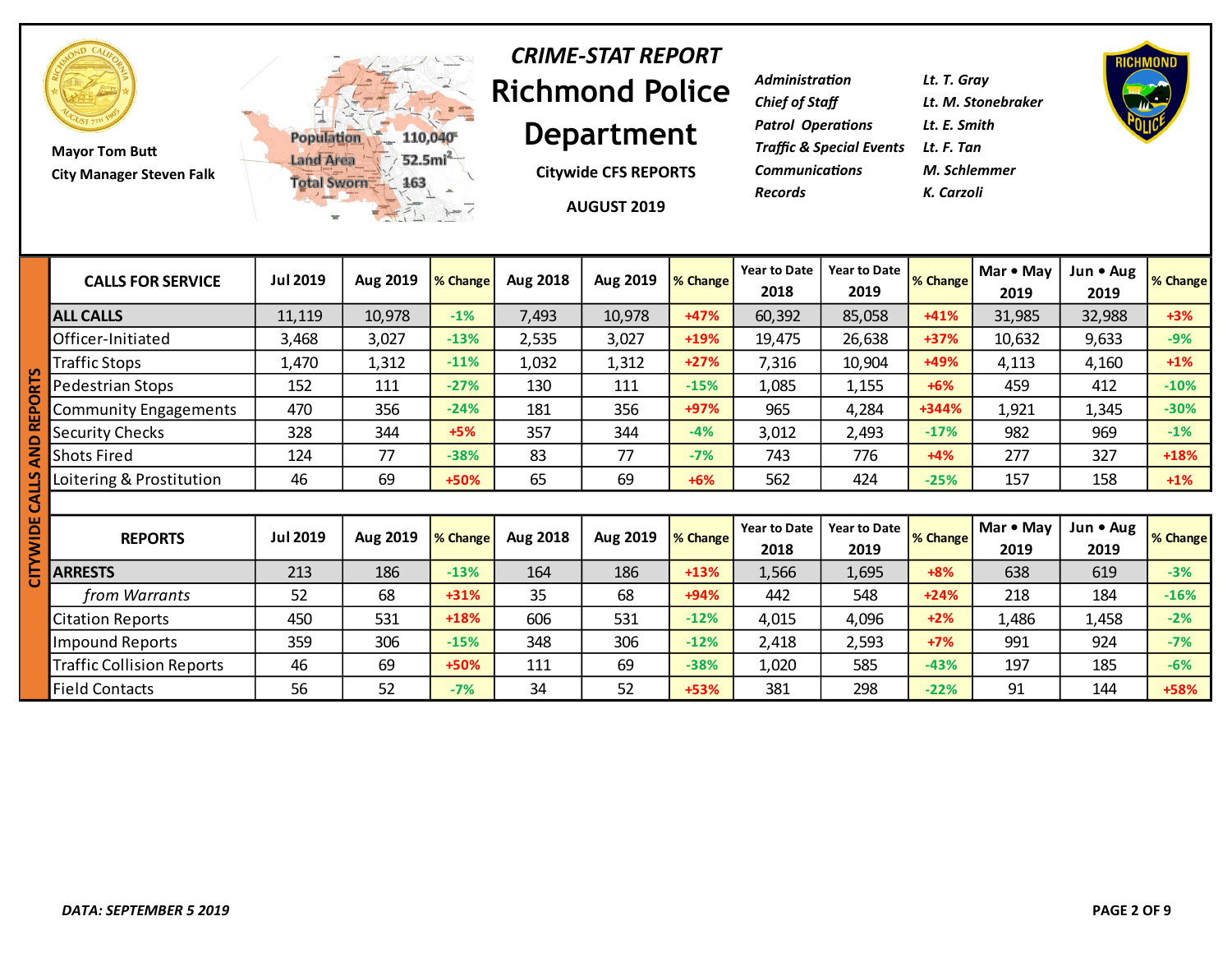Mayor Tom Butt
City Manager Steven Falk

Population 110,040
Land Area 52.5mi²
Total Sworn 163

# *CRIME-STAT REPORT*

# Richmond Police Department

**Citywide CFS REPORTS**

**AUGUST 2019**

| | |
|---|---|
| *Administration* | *Lt. T. Gray* |
| *Chief of Staff* | *Lt. M. Stonebraker* |
| *Patrol Operations* | *Lt. E. Smith* |
| *Traffic & Special Events* | *Lt. F. Tan* |
| *Communications* | *M. Schlemmer* |
| *Records* | *K. Carzoli* |

## CITYWIDE CALLS AND REPORTS

| CALLS FOR SERVICE | Jul 2019 | Aug 2019 | % Change | Aug 2018 | Aug 2019 | % Change | Year to Date 2018 | Year to Date 2019 | % Change | Mar • May 2019 | Jun • Aug 2019 | % Change |
|---|---|---|---|---|---|---|---|---|---|---|---|---|
| **ALL CALLS** | 11,119 | 10,978 | -1% | 7,493 | 10,978 | +47% | 60,392 | 85,058 | +41% | 31,985 | 32,988 | +3% |
| Officer-Initiated | 3,468 | 3,027 | -13% | 2,535 | 3,027 | +19% | 19,475 | 26,638 | +37% | 10,632 | 9,633 | -9% |
| Traffic Stops | 1,470 | 1,312 | -11% | 1,032 | 1,312 | +27% | 7,316 | 10,904 | +49% | 4,113 | 4,160 | +1% |
| Pedestrian Stops | 152 | 111 | -27% | 130 | 111 | -15% | 1,085 | 1,155 | +6% | 459 | 412 | -10% |
| Community Engagements | 470 | 356 | -24% | 181 | 356 | +97% | 965 | 4,284 | +344% | 1,921 | 1,345 | -30% |
| Security Checks | 328 | 344 | +5% | 357 | 344 | -4% | 3,012 | 2,493 | -17% | 982 | 969 | -1% |
| Shots Fired | 124 | 77 | -38% | 83 | 77 | -7% | 743 | 776 | +4% | 277 | 327 | +18% |
| Loitering & Prostitution | 46 | 69 | +50% | 65 | 69 | +6% | 562 | 424 | -25% | 157 | 158 | +1% |

| REPORTS | Jul 2019 | Aug 2019 | % Change | Aug 2018 | Aug 2019 | % Change | Year to Date 2018 | Year to Date 2019 | % Change | Mar • May 2019 | Jun • Aug 2019 | % Change |
|---|---|---|---|---|---|---|---|---|---|---|---|---|
| **ARRESTS** | 213 | 186 | -13% | 164 | 186 | +13% | 1,566 | 1,695 | +8% | 638 | 619 | -3% |
| *from Warrants* | 52 | 68 | +31% | 35 | 68 | +94% | 442 | 548 | +24% | 218 | 184 | -16% |
| Citation Reports | 450 | 531 | +18% | 606 | 531 | -12% | 4,015 | 4,096 | +2% | 1,486 | 1,458 | -2% |
| Impound Reports | 359 | 306 | -15% | 348 | 306 | -12% | 2,418 | 2,593 | +7% | 991 | 924 | -7% |
| Traffic Collision Reports | 46 | 69 | +50% | 111 | 69 | -38% | 1,020 | 585 | -43% | 197 | 185 | -6% |
| Field Contacts | 56 | 52 | -7% | 34 | 52 | +53% | 381 | 298 | -22% | 91 | 144 | +58% |

***DATA: SEPTEMBER 5 2019***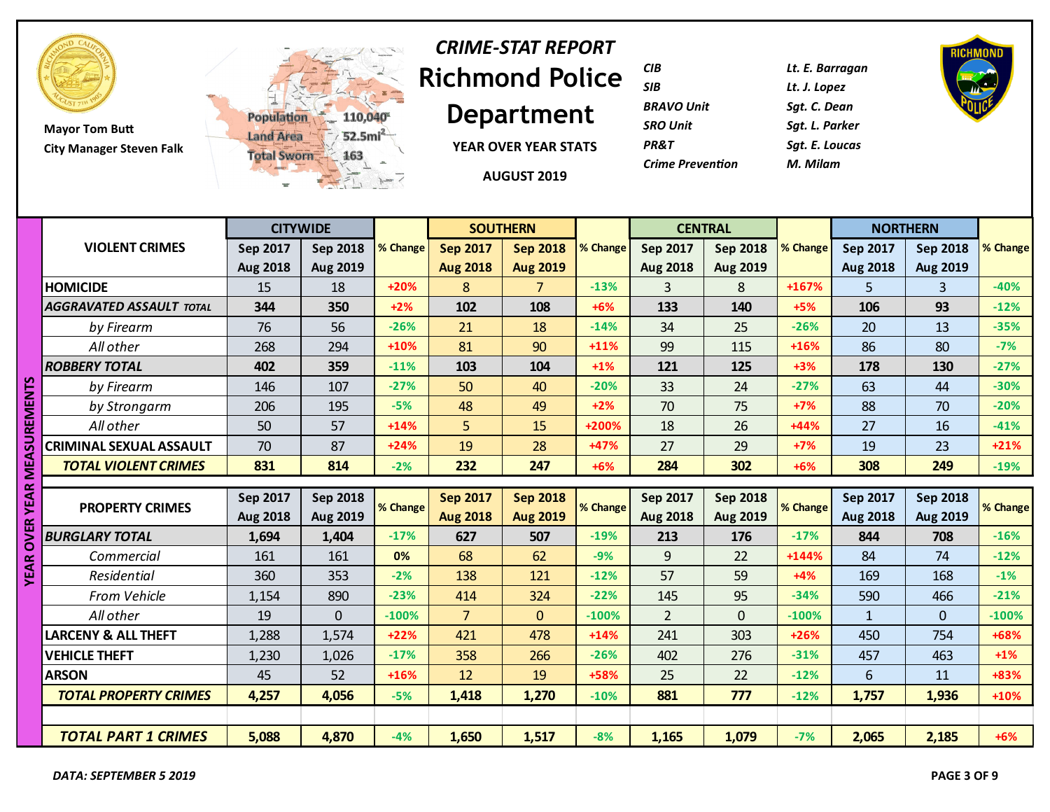# CRIME-STAT REPORT

# Richmond Police Department

YEAR OVER YEAR STATS

AUGUST 2019

Mayor Tom Butt
City Manager Steven Falk

Population 110,040
Land Area 52.5mi²
Total Sworn 163

| | |
|---|---|
| CIB | Lt. E. Barragan |
| SIB | Lt. J. Lopez |
| BRAVO Unit | Sgt. C. Dean |
| SRO Unit | Sgt. L. Parker |
| PR&T | Sgt. E. Loucas |
| Crime Prevention | M. Milam |

YEAR OVER YEAR MEASUREMENTS

| VIOLENT CRIMES | CITYWIDE Sep 2017 Aug 2018 | CITYWIDE Sep 2018 Aug 2019 | % Change | SOUTHERN Sep 2017 Aug 2018 | SOUTHERN Sep 2018 Aug 2019 | % Change | CENTRAL Sep 2017 Aug 2018 | CENTRAL Sep 2018 Aug 2019 | % Change | NORTHERN Sep 2017 Aug 2018 | NORTHERN Sep 2018 Aug 2019 | % Change |
|---|---|---|---|---|---|---|---|---|---|---|---|---|
| HOMICIDE | 15 | 18 | +20% | 8 | 7 | -13% | 3 | 8 | +167% | 5 | 3 | -40% |
| ***AGGRAVATED ASSAULT TOTAL*** | **344** | **350** | +2% | **102** | **108** | +6% | **133** | **140** | +5% | **106** | **93** | -12% |
| *by Firearm* | 76 | 56 | -26% | 21 | 18 | -14% | 34 | 25 | -26% | 20 | 13 | -35% |
| *All other* | 268 | 294 | +10% | 81 | 90 | +11% | 99 | 115 | +16% | 86 | 80 | -7% |
| ***ROBBERY TOTAL*** | **402** | **359** | -11% | **103** | **104** | +1% | **121** | **125** | +3% | **178** | **130** | -27% |
| *by Firearm* | 146 | 107 | -27% | 50 | 40 | -20% | 33 | 24 | -27% | 63 | 44 | -30% |
| *by Strongarm* | 206 | 195 | -5% | 48 | 49 | +2% | 70 | 75 | +7% | 88 | 70 | -20% |
| *All other* | 50 | 57 | +14% | 5 | 15 | +200% | 18 | 26 | +44% | 27 | 16 | -41% |
| CRIMINAL SEXUAL ASSAULT | 70 | 87 | +24% | 19 | 28 | +47% | 27 | 29 | +7% | 19 | 23 | +21% |
| ***TOTAL VIOLENT CRIMES*** | **831** | **814** | -2% | **232** | **247** | +6% | **284** | **302** | +6% | **308** | **249** | -19% |

| PROPERTY CRIMES | CITYWIDE Sep 2017 Aug 2018 | CITYWIDE Sep 2018 Aug 2019 | % Change | SOUTHERN Sep 2017 Aug 2018 | SOUTHERN Sep 2018 Aug 2019 | % Change | CENTRAL Sep 2017 Aug 2018 | CENTRAL Sep 2018 Aug 2019 | % Change | NORTHERN Sep 2017 Aug 2018 | NORTHERN Sep 2018 Aug 2019 | % Change |
|---|---|---|---|---|---|---|---|---|---|---|---|---|
| ***BURGLARY TOTAL*** | **1,694** | **1,404** | -17% | **627** | **507** | -19% | **213** | **176** | -17% | **844** | **708** | -16% |
| *Commercial* | 161 | 161 | 0% | 68 | 62 | -9% | 9 | 22 | +144% | 84 | 74 | -12% |
| *Residential* | 360 | 353 | -2% | 138 | 121 | -12% | 57 | 59 | +4% | 169 | 168 | -1% |
| *From Vehicle* | 1,154 | 890 | -23% | 414 | 324 | -22% | 145 | 95 | -34% | 590 | 466 | -21% |
| *All other* | 19 | 0 | -100% | 7 | 0 | -100% | 2 | 0 | -100% | 1 | 0 | -100% |
| LARCENY & ALL THEFT | 1,288 | 1,574 | +22% | 421 | 478 | +14% | 241 | 303 | +26% | 450 | 754 | +68% |
| VEHICLE THEFT | 1,230 | 1,026 | -17% | 358 | 266 | -26% | 402 | 276 | -31% | 457 | 463 | +1% |
| ARSON | 45 | 52 | +16% | 12 | 19 | +58% | 25 | 22 | -12% | 6 | 11 | +83% |
| ***TOTAL PROPERTY CRIMES*** | **4,257** | **4,056** | -5% | **1,418** | **1,270** | -10% | **881** | **777** | -12% | **1,757** | **1,936** | +10% |
| | | | | | | | | | | | | |
| ***TOTAL PART 1 CRIMES*** | **5,088** | **4,870** | -4% | **1,650** | **1,517** | -8% | **1,165** | **1,079** | -7% | **2,065** | **2,185** | +6% |

*DATA: SEPTEMBER 5 2019*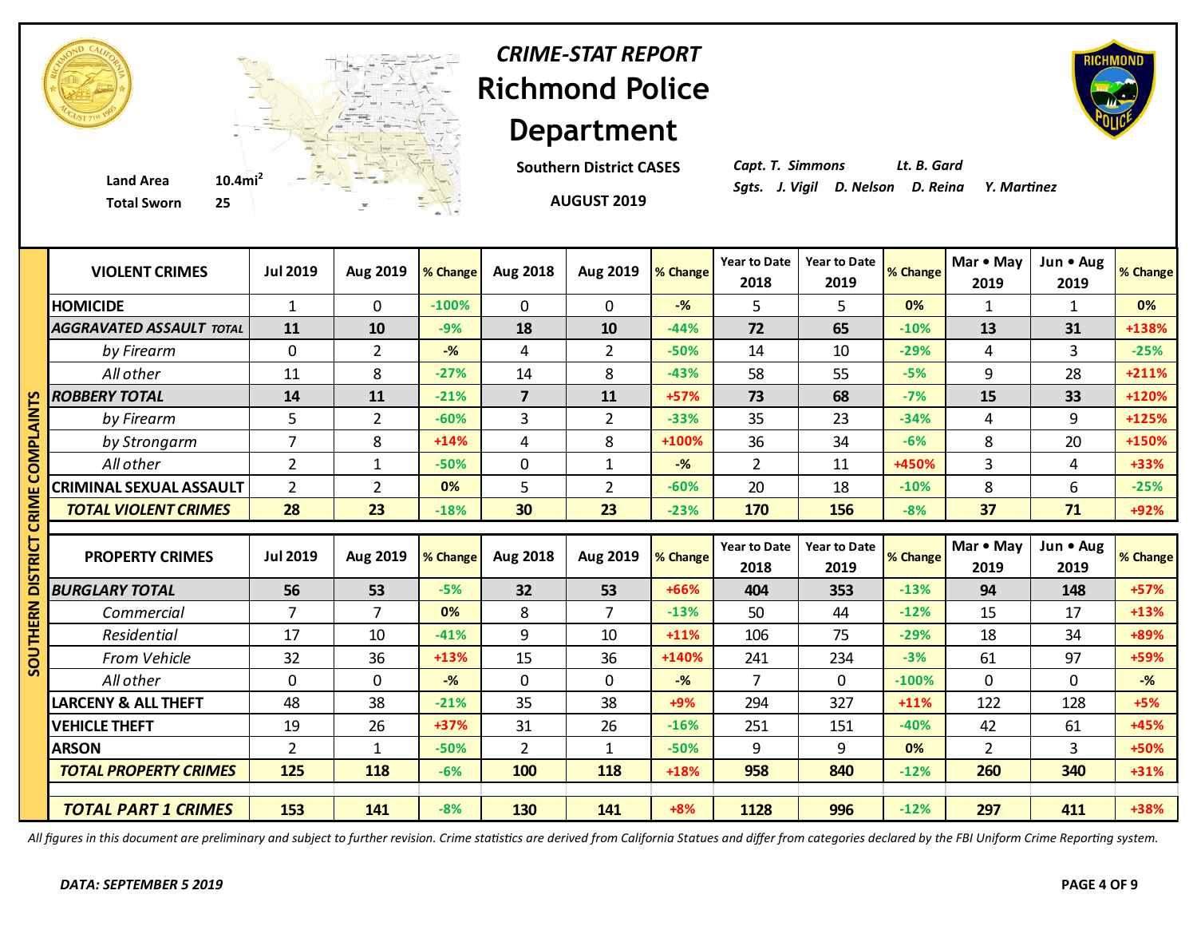# CRIME-STAT REPORT

# Richmond Police Department

**Southern District CASES**

**AUGUST 2019**

**Land Area** 10.4mi$^2$

**Total Sworn** 25

*Capt. T. Simmons* *Lt. B. Gard*

*Sgts. J. Vigil D. Nelson D. Reina Y. Martinez*

**SOUTHERN DISTRICT CRIME COMPLAINTS**

| VIOLENT CRIMES | Jul 2019 | Aug 2019 | % Change | Aug 2018 | Aug 2019 | % Change | Year to Date 2018 | Year to Date 2019 | % Change | Mar • May 2019 | Jun • Aug 2019 | % Change |
|---|---|---|---|---|---|---|---|---|---|---|---|---|
| HOMICIDE | 1 | 0 | -100% | 0 | 0 | -% | 5 | 5 | 0% | 1 | 1 | 0% |
| *AGGRAVATED ASSAULT TOTAL* | **11** | **10** | -9% | **18** | **10** | -44% | **72** | **65** | -10% | **13** | **31** | +138% |
| *by Firearm* | 0 | 2 | -% | 4 | 2 | -50% | 14 | 10 | -29% | 4 | 3 | -25% |
| *All other* | 11 | 8 | -27% | 14 | 8 | -43% | 58 | 55 | -5% | 9 | 28 | +211% |
| *ROBBERY TOTAL* | **14** | **11** | -21% | **7** | **11** | +57% | **73** | **68** | -7% | **15** | **33** | +120% |
| *by Firearm* | 5 | 2 | -60% | 3 | 2 | -33% | 35 | 23 | -34% | 4 | 9 | +125% |
| *by Strongarm* | 7 | 8 | +14% | 4 | 8 | +100% | 36 | 34 | -6% | 8 | 20 | +150% |
| *All other* | 2 | 1 | -50% | 0 | 1 | -% | 2 | 11 | +450% | 3 | 4 | +33% |
| CRIMINAL SEXUAL ASSAULT | 2 | 2 | 0% | 5 | 2 | -60% | 20 | 18 | -10% | 8 | 6 | -25% |
| ***TOTAL VIOLENT CRIMES*** | **28** | **23** | -18% | **30** | **23** | -23% | **170** | **156** | -8% | **37** | **71** | +92% |

| PROPERTY CRIMES | Jul 2019 | Aug 2019 | % Change | Aug 2018 | Aug 2019 | % Change | Year to Date 2018 | Year to Date 2019 | % Change | Mar • May 2019 | Jun • Aug 2019 | % Change |
|---|---|---|---|---|---|---|---|---|---|---|---|---|
| *BURGLARY TOTAL* | **56** | **53** | -5% | **32** | **53** | +66% | **404** | **353** | -13% | **94** | **148** | +57% |
| *Commercial* | 7 | 7 | 0% | 8 | 7 | -13% | 50 | 44 | -12% | 15 | 17 | +13% |
| *Residential* | 17 | 10 | -41% | 9 | 10 | +11% | 106 | 75 | -29% | 18 | 34 | +89% |
| *From Vehicle* | 32 | 36 | +13% | 15 | 36 | +140% | 241 | 234 | -3% | 61 | 97 | +59% |
| *All other* | 0 | 0 | -% | 0 | 0 | -% | 7 | 0 | -100% | 0 | 0 | -% |
| LARCENY & ALL THEFT | 48 | 38 | -21% | 35 | 38 | +9% | 294 | 327 | +11% | 122 | 128 | +5% |
| VEHICLE THEFT | 19 | 26 | +37% | 31 | 26 | -16% | 251 | 151 | -40% | 42 | 61 | +45% |
| ARSON | 2 | 1 | -50% | 2 | 1 | -50% | 9 | 9 | 0% | 2 | 3 | +50% |
| ***TOTAL PROPERTY CRIMES*** | **125** | **118** | -6% | **100** | **118** | +18% | **958** | **840** | -12% | **260** | **340** | +31% |
| ***TOTAL PART 1 CRIMES*** | **153** | **141** | -8% | **130** | **141** | +8% | **1128** | **996** | -12% | **297** | **411** | +38% |

*All figures in this document are preliminary and subject to further revision. Crime statistics are derived from California Statues and differ from categories declared by the FBI Uniform Crime Reporting system.*

***DATA: SEPTEMBER 5 2019***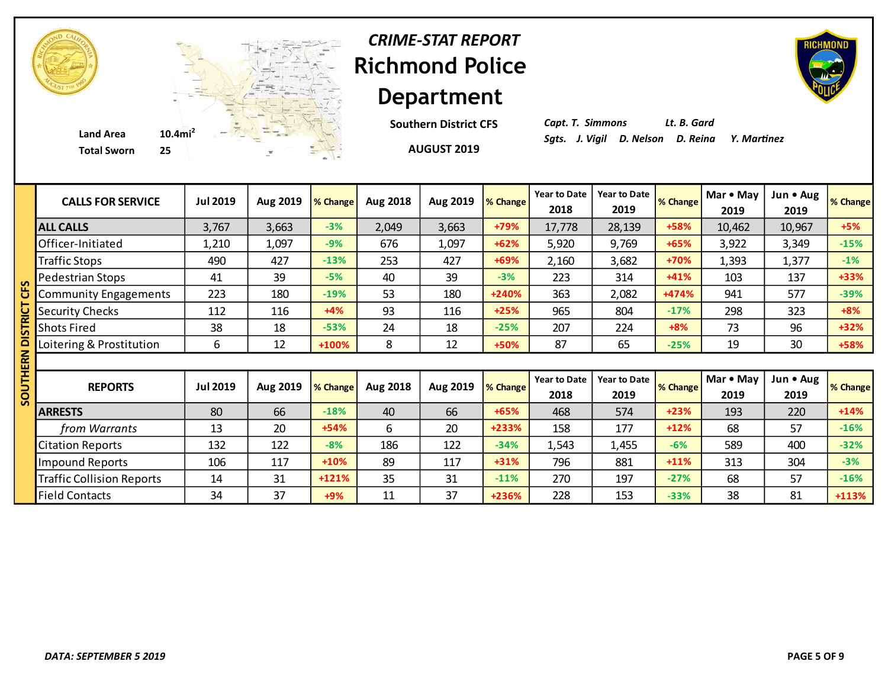*CRIME-STAT REPORT*

# Richmond Police Department

**Land Area** 10.4mi$^2$

**Total Sworn** 25

**Southern District CFS**

**AUGUST 2019**

*Capt. T. Simmons* *Lt. B. Gard*

*Sgts. J. Vigil D. Nelson D. Reina Y. Martinez*

**SOUTHERN DISTRICT CFS**

| CALLS FOR SERVICE | Jul 2019 | Aug 2019 | % Change | Aug 2018 | Aug 2019 | % Change | Year to Date 2018 | Year to Date 2019 | % Change | Mar • May 2019 | Jun • Aug 2019 | % Change |
|---|---|---|---|---|---|---|---|---|---|---|---|---|
| **ALL CALLS** | 3,767 | 3,663 | -3% | 2,049 | 3,663 | +79% | 17,778 | 28,139 | +58% | 10,462 | 10,967 | +5% |
| Officer-Initiated | 1,210 | 1,097 | -9% | 676 | 1,097 | +62% | 5,920 | 9,769 | +65% | 3,922 | 3,349 | -15% |
| Traffic Stops | 490 | 427 | -13% | 253 | 427 | +69% | 2,160 | 3,682 | +70% | 1,393 | 1,377 | -1% |
| Pedestrian Stops | 41 | 39 | -5% | 40 | 39 | -3% | 223 | 314 | +41% | 103 | 137 | +33% |
| Community Engagements | 223 | 180 | -19% | 53 | 180 | +240% | 363 | 2,082 | +474% | 941 | 577 | -39% |
| Security Checks | 112 | 116 | +4% | 93 | 116 | +25% | 965 | 804 | -17% | 298 | 323 | +8% |
| Shots Fired | 38 | 18 | -53% | 24 | 18 | -25% | 207 | 224 | +8% | 73 | 96 | +32% |
| Loitering & Prostitution | 6 | 12 | +100% | 8 | 12 | +50% | 87 | 65 | -25% | 19 | 30 | +58% |

| REPORTS | Jul 2019 | Aug 2019 | % Change | Aug 2018 | Aug 2019 | % Change | Year to Date 2018 | Year to Date 2019 | % Change | Mar • May 2019 | Jun • Aug 2019 | % Change |
|---|---|---|---|---|---|---|---|---|---|---|---|---|
| **ARRESTS** | 80 | 66 | -18% | 40 | 66 | +65% | 468 | 574 | +23% | 193 | 220 | +14% |
| *from Warrants* | 13 | 20 | +54% | 6 | 20 | +233% | 158 | 177 | +12% | 68 | 57 | -16% |
| Citation Reports | 132 | 122 | -8% | 186 | 122 | -34% | 1,543 | 1,455 | -6% | 589 | 400 | -32% |
| Impound Reports | 106 | 117 | +10% | 89 | 117 | +31% | 796 | 881 | +11% | 313 | 304 | -3% |
| Traffic Collision Reports | 14 | 31 | +121% | 35 | 31 | -11% | 270 | 197 | -27% | 68 | 57 | -16% |
| Field Contacts | 34 | 37 | +9% | 11 | 37 | +236% | 228 | 153 | -33% | 38 | 81 | +113% |

*DATA: SEPTEMBER 5 2019*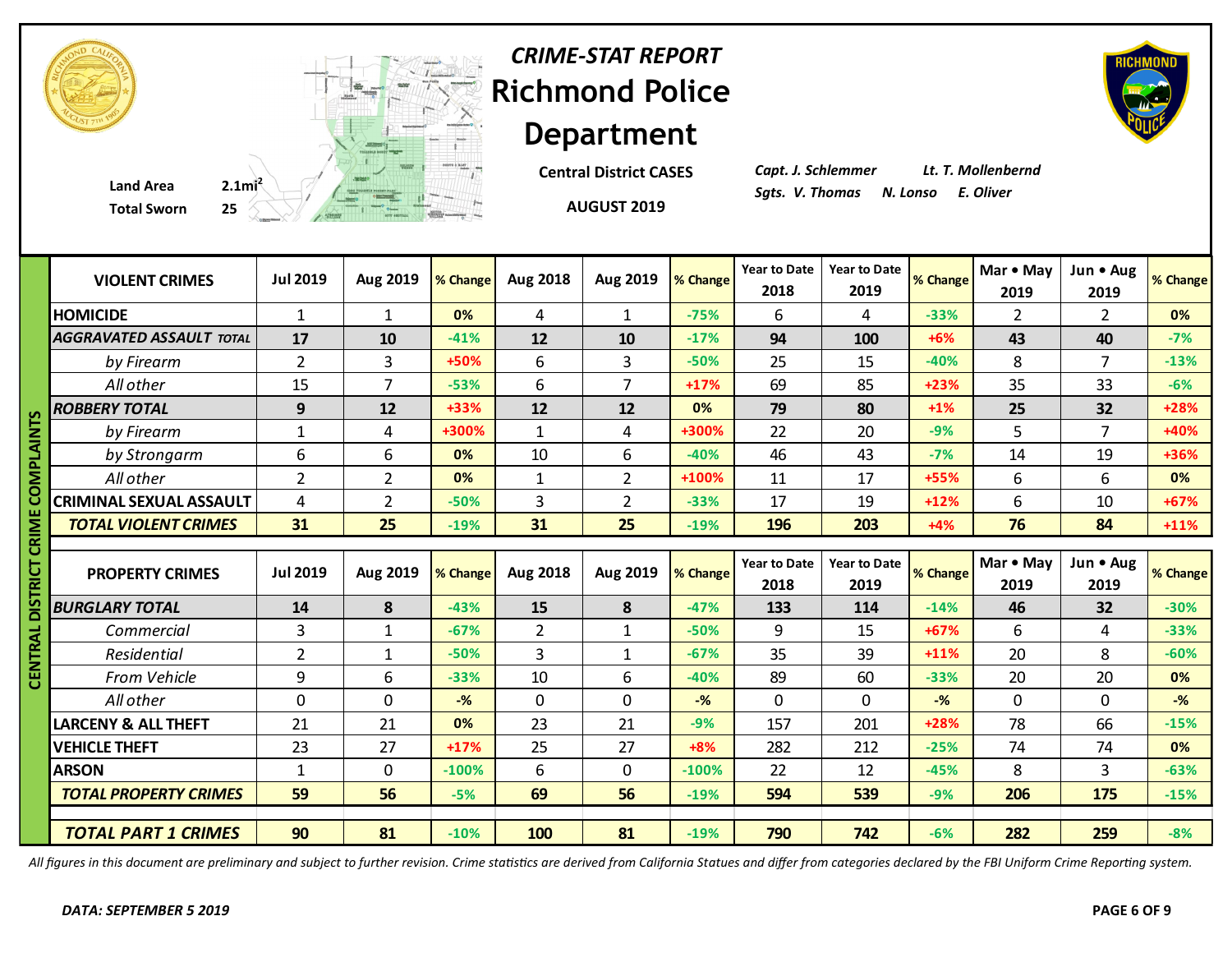# *CRIME-STAT REPORT*

# Richmond Police Department

**Central District CASES**

**AUGUST 2019**

**Land Area** 2.1mi$^2$
**Total Sworn** 25

*Capt. J. Schlemmer* *Lt. T. Mollenbernd*
*Sgts. V. Thomas* *N. Lonso* *E. Oliver*

**CENTRAL DISTRICT CRIME COMPLAINTS**

| VIOLENT CRIMES | Jul 2019 | Aug 2019 | % Change | Aug 2018 | Aug 2019 | % Change | Year to Date 2018 | Year to Date 2019 | % Change | Mar • May 2019 | Jun • Aug 2019 | % Change |
|---|---|---|---|---|---|---|---|---|---|---|---|---|
| HOMICIDE | 1 | 1 | 0% | 4 | 1 | -75% | 6 | 4 | -33% | 2 | 2 | 0% |
| *AGGRAVATED ASSAULT TOTAL* | 17 | 10 | -41% | 12 | 10 | -17% | 94 | 100 | +6% | 43 | 40 | -7% |
| *by Firearm* | 2 | 3 | +50% | 6 | 3 | -50% | 25 | 15 | -40% | 8 | 7 | -13% |
| *All other* | 15 | 7 | -53% | 6 | 7 | +17% | 69 | 85 | +23% | 35 | 33 | -6% |
| *ROBBERY TOTAL* | 9 | 12 | +33% | 12 | 12 | 0% | 79 | 80 | +1% | 25 | 32 | +28% |
| *by Firearm* | 1 | 4 | +300% | 1 | 4 | +300% | 22 | 20 | -9% | 5 | 7 | +40% |
| *by Strongarm* | 6 | 6 | 0% | 10 | 6 | -40% | 46 | 43 | -7% | 14 | 19 | +36% |
| *All other* | 2 | 2 | 0% | 1 | 2 | +100% | 11 | 17 | +55% | 6 | 6 | 0% |
| CRIMINAL SEXUAL ASSAULT | 4 | 2 | -50% | 3 | 2 | -33% | 17 | 19 | +12% | 6 | 10 | +67% |
| *TOTAL VIOLENT CRIMES* | 31 | 25 | -19% | 31 | 25 | -19% | 196 | 203 | +4% | 76 | 84 | +11% |

| PROPERTY CRIMES | Jul 2019 | Aug 2019 | % Change | Aug 2018 | Aug 2019 | % Change | Year to Date 2018 | Year to Date 2019 | % Change | Mar • May 2019 | Jun • Aug 2019 | % Change |
|---|---|---|---|---|---|---|---|---|---|---|---|---|
| *BURGLARY TOTAL* | 14 | 8 | -43% | 15 | 8 | -47% | 133 | 114 | -14% | 46 | 32 | -30% |
| *Commercial* | 3 | 1 | -67% | 2 | 1 | -50% | 9 | 15 | +67% | 6 | 4 | -33% |
| *Residential* | 2 | 1 | -50% | 3 | 1 | -67% | 35 | 39 | +11% | 20 | 8 | -60% |
| *From Vehicle* | 9 | 6 | -33% | 10 | 6 | -40% | 89 | 60 | -33% | 20 | 20 | 0% |
| *All other* | 0 | 0 | -% | 0 | 0 | -% | 0 | 0 | -% | 0 | 0 | -% |
| LARCENY & ALL THEFT | 21 | 21 | 0% | 23 | 21 | -9% | 157 | 201 | +28% | 78 | 66 | -15% |
| VEHICLE THEFT | 23 | 27 | +17% | 25 | 27 | +8% | 282 | 212 | -25% | 74 | 74 | 0% |
| ARSON | 1 | 0 | -100% | 6 | 0 | -100% | 22 | 12 | -45% | 8 | 3 | -63% |
| *TOTAL PROPERTY CRIMES* | 59 | 56 | -5% | 69 | 56 | -19% | 594 | 539 | -9% | 206 | 175 | -15% |
| *TOTAL PART 1 CRIMES* | 90 | 81 | -10% | 100 | 81 | -19% | 790 | 742 | -6% | 282 | 259 | -8% |

*All figures in this document are preliminary and subject to further revision. Crime statistics are derived from California Statues and differ from categories declared by the FBI Uniform Crime Reporting system.*

***DATA: SEPTEMBER 5 2019***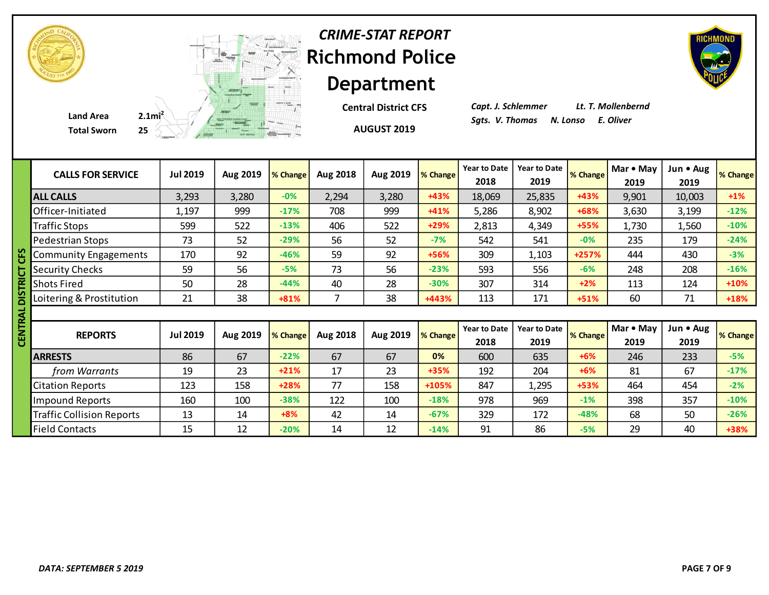# CRIME-STAT REPORT

# Richmond Police Department

Land Area 2.1mi$^2$

Total Sworn 25

**Central District CFS**

**AUGUST 2019**

*Capt. J. Schlemmer* *Lt. T. Mollenbernd*

*Sgts. V. Thomas* *N. Lonso* *E. Oliver*

## CENTRAL DISTRICT CFS

| CALLS FOR SERVICE | Jul 2019 | Aug 2019 | % Change | Aug 2018 | Aug 2019 | % Change | Year to Date 2018 | Year to Date 2019 | % Change | Mar • May 2019 | Jun • Aug 2019 | % Change |
|---|---|---|---|---|---|---|---|---|---|---|---|---|
| **ALL CALLS** | 3,293 | 3,280 | -0% | 2,294 | 3,280 | +43% | 18,069 | 25,835 | +43% | 9,901 | 10,003 | +1% |
| Officer-Initiated | 1,197 | 999 | -17% | 708 | 999 | +41% | 5,286 | 8,902 | +68% | 3,630 | 3,199 | -12% |
| Traffic Stops | 599 | 522 | -13% | 406 | 522 | +29% | 2,813 | 4,349 | +55% | 1,730 | 1,560 | -10% |
| Pedestrian Stops | 73 | 52 | -29% | 56 | 52 | -7% | 542 | 541 | -0% | 235 | 179 | -24% |
| Community Engagements | 170 | 92 | -46% | 59 | 92 | +56% | 309 | 1,103 | +257% | 444 | 430 | -3% |
| Security Checks | 59 | 56 | -5% | 73 | 56 | -23% | 593 | 556 | -6% | 248 | 208 | -16% |
| Shots Fired | 50 | 28 | -44% | 40 | 28 | -30% | 307 | 314 | +2% | 113 | 124 | +10% |
| Loitering & Prostitution | 21 | 38 | +81% | 7 | 38 | +443% | 113 | 171 | +51% | 60 | 71 | +18% |

| REPORTS | Jul 2019 | Aug 2019 | % Change | Aug 2018 | Aug 2019 | % Change | Year to Date 2018 | Year to Date 2019 | % Change | Mar • May 2019 | Jun • Aug 2019 | % Change |
|---|---|---|---|---|---|---|---|---|---|---|---|---|
| **ARRESTS** | 86 | 67 | -22% | 67 | 67 | 0% | 600 | 635 | +6% | 246 | 233 | -5% |
| *from Warrants* | 19 | 23 | +21% | 17 | 23 | +35% | 192 | 204 | +6% | 81 | 67 | -17% |
| Citation Reports | 123 | 158 | +28% | 77 | 158 | +105% | 847 | 1,295 | +53% | 464 | 454 | -2% |
| Impound Reports | 160 | 100 | -38% | 122 | 100 | -18% | 978 | 969 | -1% | 398 | 357 | -10% |
| Traffic Collision Reports | 13 | 14 | +8% | 42 | 14 | -67% | 329 | 172 | -48% | 68 | 50 | -26% |
| Field Contacts | 15 | 12 | -20% | 14 | 12 | -14% | 91 | 86 | -5% | 29 | 40 | +38% |

*DATA: SEPTEMBER 5 2019*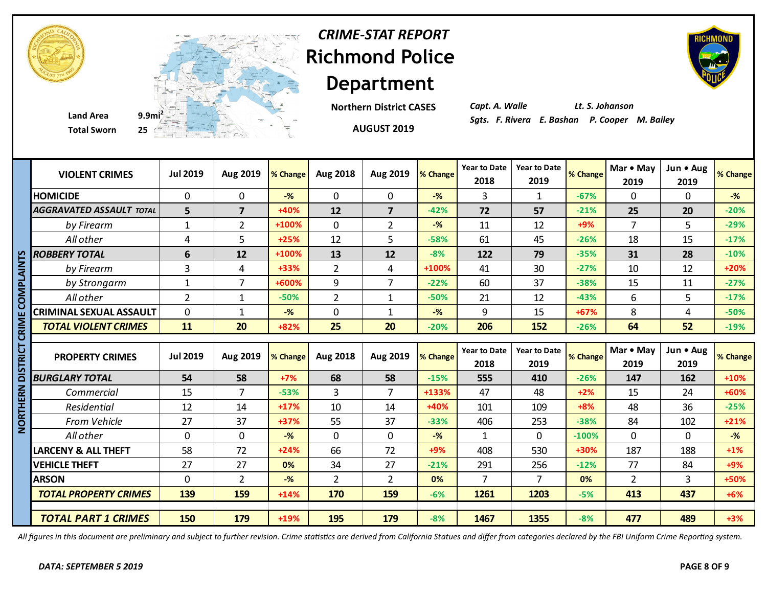# CRIME-STAT REPORT

# Richmond Police Department

**Northern District CASES**

**AUGUST 2019**

Land Area 9.9mi$^2$

Total Sworn 25

*Capt. A. Walle* *Lt. S. Johanson*

*Sgts. F. Rivera E. Bashan P. Cooper M. Bailey*

**NORTHERN DISTRICT CRIME COMPLAINTS**

| VIOLENT CRIMES | Jul 2019 | Aug 2019 | % Change | Aug 2018 | Aug 2019 | % Change | Year to Date 2018 | Year to Date 2019 | % Change | Mar • May 2019 | Jun • Aug 2019 | % Change |
|---|---|---|---|---|---|---|---|---|---|---|---|---|
| HOMICIDE | 0 | 0 | -% | 0 | 0 | -% | 3 | 1 | -67% | 0 | 0 | -% |
| ***AGGRAVATED ASSAULT TOTAL*** | **5** | **7** | +40% | **12** | **7** | -42% | **72** | **57** | -21% | **25** | **20** | -20% |
| *by Firearm* | 1 | 2 | +100% | 0 | 2 | -% | 11 | 12 | +9% | 7 | 5 | -29% |
| *All other* | 4 | 5 | +25% | 12 | 5 | -58% | 61 | 45 | -26% | 18 | 15 | -17% |
| ***ROBBERY TOTAL*** | **6** | **12** | +100% | **13** | **12** | -8% | **122** | **79** | -35% | **31** | **28** | -10% |
| *by Firearm* | 3 | 4 | +33% | 2 | 4 | +100% | 41 | 30 | -27% | 10 | 12 | +20% |
| *by Strongarm* | 1 | 7 | +600% | 9 | 7 | -22% | 60 | 37 | -38% | 15 | 11 | -27% |
| *All other* | 2 | 1 | -50% | 2 | 1 | -50% | 21 | 12 | -43% | 6 | 5 | -17% |
| CRIMINAL SEXUAL ASSAULT | 0 | 1 | -% | 0 | 1 | -% | 9 | 15 | +67% | 8 | 4 | -50% |
| ***TOTAL VIOLENT CRIMES*** | **11** | **20** | +82% | **25** | **20** | -20% | **206** | **152** | -26% | **64** | **52** | -19% |
| **PROPERTY CRIMES** | **Jul 2019** | **Aug 2019** | **% Change** | **Aug 2018** | **Aug 2019** | **% Change** | **Year to Date 2018** | **Year to Date 2019** | **% Change** | **Mar • May 2019** | **Jun • Aug 2019** | **% Change** |
| ***BURGLARY TOTAL*** | **54** | **58** | +7% | **68** | **58** | -15% | **555** | **410** | -26% | **147** | **162** | +10% |
| *Commercial* | 15 | 7 | -53% | 3 | 7 | +133% | 47 | 48 | +2% | 15 | 24 | +60% |
| *Residential* | 12 | 14 | +17% | 10 | 14 | +40% | 101 | 109 | +8% | 48 | 36 | -25% |
| *From Vehicle* | 27 | 37 | +37% | 55 | 37 | -33% | 406 | 253 | -38% | 84 | 102 | +21% |
| *All other* | 0 | 0 | -% | 0 | 0 | -% | 1 | 0 | -100% | 0 | 0 | -% |
| LARCENY & ALL THEFT | 58 | 72 | +24% | 66 | 72 | +9% | 408 | 530 | +30% | 187 | 188 | +1% |
| VEHICLE THEFT | 27 | 27 | 0% | 34 | 27 | -21% | 291 | 256 | -12% | 77 | 84 | +9% |
| ARSON | 0 | 2 | -% | 2 | 2 | 0% | 7 | 7 | 0% | 2 | 3 | +50% |
| ***TOTAL PROPERTY CRIMES*** | **139** | **159** | +14% | **170** | **159** | -6% | **1261** | **1203** | -5% | **413** | **437** | +6% |
| ***TOTAL PART 1 CRIMES*** | **150** | **179** | +19% | **195** | **179** | -8% | **1467** | **1355** | -8% | **477** | **489** | +3% |

*All figures in this document are preliminary and subject to further revision. Crime statistics are derived from California Statues and differ from categories declared by the FBI Uniform Crime Reporting system.*

***DATA: SEPTEMBER 5 2019***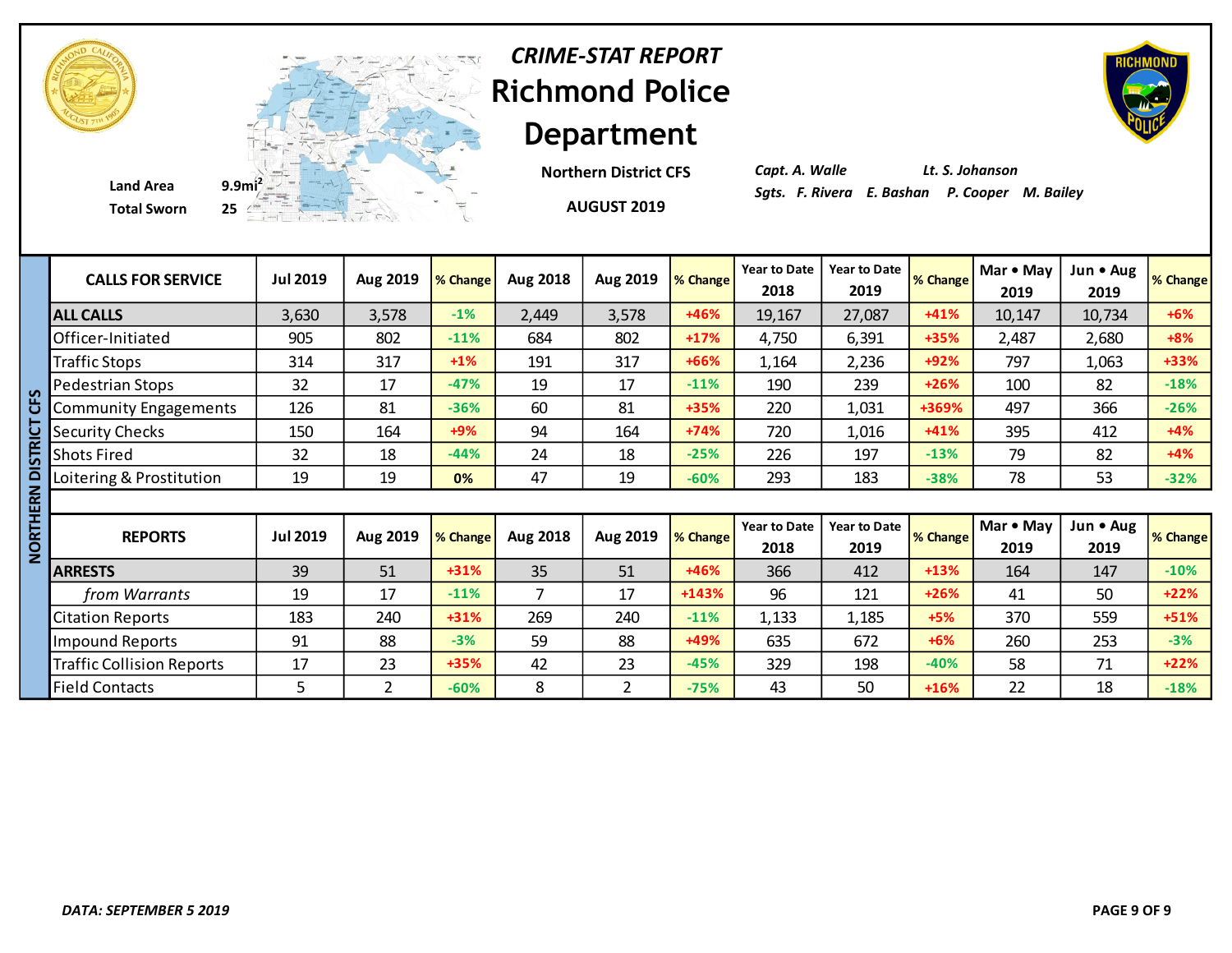# *CRIME-STAT REPORT*
# Richmond Police Department

**Northern District CFS**

**AUGUST 2019**

**Land Area** 9.9mi$^2$
**Total Sworn** 25

***Capt. A. Walle*** ***Lt. S. Johanson***
***Sgts. F. Rivera E. Bashan P. Cooper M. Bailey***

**NORTHERN DISTRICT CFS**

| CALLS FOR SERVICE | Jul 2019 | Aug 2019 | % Change | Aug 2018 | Aug 2019 | % Change | Year to Date 2018 | Year to Date 2019 | % Change | Mar • May 2019 | Jun • Aug 2019 | % Change |
|---|---|---|---|---|---|---|---|---|---|---|---|---|
| **ALL CALLS** | 3,630 | 3,578 | -1% | 2,449 | 3,578 | +46% | 19,167 | 27,087 | +41% | 10,147 | 10,734 | +6% |
| Officer-Initiated | 905 | 802 | -11% | 684 | 802 | +17% | 4,750 | 6,391 | +35% | 2,487 | 2,680 | +8% |
| Traffic Stops | 314 | 317 | +1% | 191 | 317 | +66% | 1,164 | 2,236 | +92% | 797 | 1,063 | +33% |
| Pedestrian Stops | 32 | 17 | -47% | 19 | 17 | -11% | 190 | 239 | +26% | 100 | 82 | -18% |
| Community Engagements | 126 | 81 | -36% | 60 | 81 | +35% | 220 | 1,031 | +369% | 497 | 366 | -26% |
| Security Checks | 150 | 164 | +9% | 94 | 164 | +74% | 720 | 1,016 | +41% | 395 | 412 | +4% |
| Shots Fired | 32 | 18 | -44% | 24 | 18 | -25% | 226 | 197 | -13% | 79 | 82 | +4% |
| Loitering & Prostitution | 19 | 19 | 0% | 47 | 19 | -60% | 293 | 183 | -38% | 78 | 53 | -32% |

| REPORTS | Jul 2019 | Aug 2019 | % Change | Aug 2018 | Aug 2019 | % Change | Year to Date 2018 | Year to Date 2019 | % Change | Mar • May 2019 | Jun • Aug 2019 | % Change |
|---|---|---|---|---|---|---|---|---|---|---|---|---|
| **ARRESTS** | 39 | 51 | +31% | 35 | 51 | +46% | 366 | 412 | +13% | 164 | 147 | -10% |
| *from Warrants* | 19 | 17 | -11% | 7 | 17 | +143% | 96 | 121 | +26% | 41 | 50 | +22% |
| Citation Reports | 183 | 240 | +31% | 269 | 240 | -11% | 1,133 | 1,185 | +5% | 370 | 559 | +51% |
| Impound Reports | 91 | 88 | -3% | 59 | 88 | +49% | 635 | 672 | +6% | 260 | 253 | -3% |
| Traffic Collision Reports | 17 | 23 | +35% | 42 | 23 | -45% | 329 | 198 | -40% | 58 | 71 | +22% |
| Field Contacts | 5 | 2 | -60% | 8 | 2 | -75% | 43 | 50 | +16% | 22 | 18 | -18% |

***DATA: SEPTEMBER 5 2019***